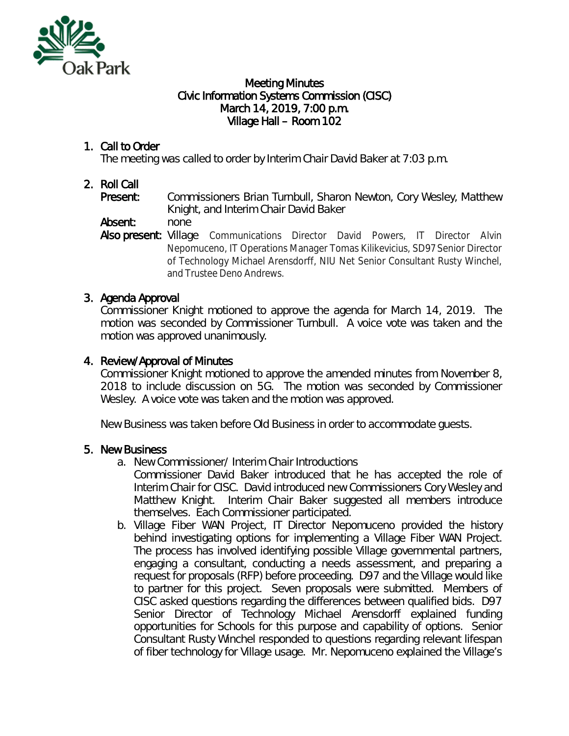# Meeting Minutes
## Civic Information Systems Commission (CISC)
## March 14, 2019, 7:00 p.m.
## Village Hall – Room 102

1. **Call to Order**
   The meeting was called to order by Interim Chair David Baker at 7:03 p.m.

2. **Roll Call**
   **Present:** Commissioners Brian Turnbull, Sharon Newton, Cory Wesley, Matthew Knight, and Interim Chair David Baker
   **Absent:** none
   **Also present:** Village Communications Director David Powers, IT Director Alvin Nepomuceno, IT Operations Manager Tomas Kilikevicius, SD97 Senior Director of Technology Michael Arensdorff, NIU Net Senior Consultant Rusty Winchel, and Trustee Deno Andrews.

3. **Agenda Approval**
   Commissioner Knight motioned to approve the agenda for March 14, 2019. The motion was seconded by Commissioner Turnbull. A voice vote was taken and the motion was approved unanimously.

4. **Review/Approval of Minutes**
   Commissioner Knight motioned to approve the amended minutes from November 8, 2018 to include discussion on 5G. The motion was seconded by Commissioner Wesley. A voice vote was taken and the motion was approved.

   New Business was taken before Old Business in order to accommodate guests.

5. **New Business**
   a. New Commissioner/ Interim Chair Introductions
      Commissioner David Baker introduced that he has accepted the role of Interim Chair for CISC. David introduced new Commissioners Cory Wesley and Matthew Knight. Interim Chair Baker suggested all members introduce themselves. Each Commissioner participated.
   b. Village Fiber WAN Project, IT Director Nepomuceno provided the history behind investigating options for implementing a Village Fiber WAN Project. The process has involved identifying possible Village governmental partners, engaging a consultant, conducting a needs assessment, and preparing a request for proposals (RFP) before proceeding. D97 and the Village would like to partner for this project. Seven proposals were submitted. Members of CISC asked questions regarding the differences between qualified bids. D97 Senior Director of Technology Michael Arensdorff explained funding opportunities for Schools for this purpose and capability of options. Senior Consultant Rusty Winchel responded to questions regarding relevant lifespan of fiber technology for Village usage. Mr. Nepomuceno explained the Village's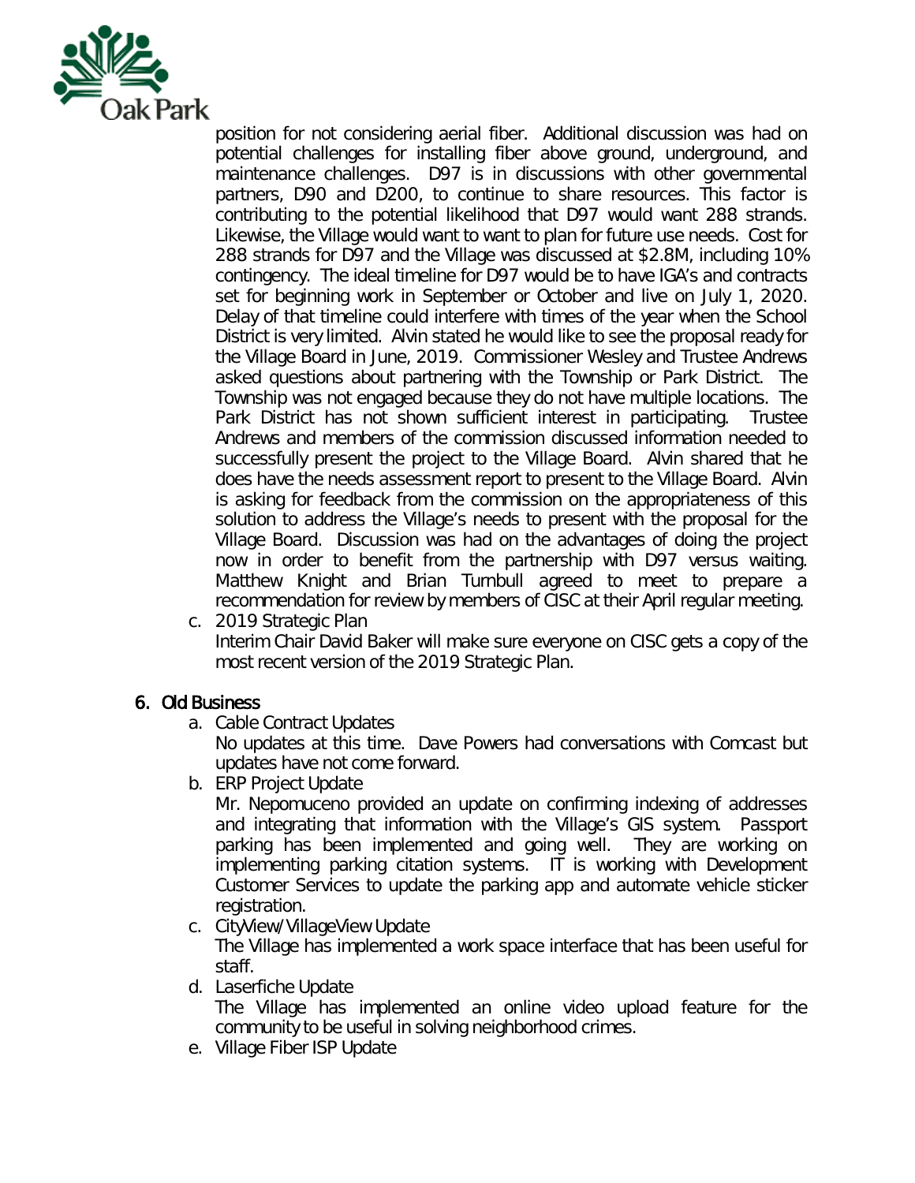position for not considering aerial fiber. Additional discussion was had on potential challenges for installing fiber above ground, underground, and maintenance challenges. D97 is in discussions with other governmental partners, D90 and D200, to continue to share resources. This factor is contributing to the potential likelihood that D97 would want 288 strands. Likewise, the Village would want to want to plan for future use needs. Cost for 288 strands for D97 and the Village was discussed at $2.8M, including 10% contingency. The ideal timeline for D97 would be to have IGA's and contracts set for beginning work in September or October and live on July 1, 2020. Delay of that timeline could interfere with times of the year when the School District is very limited. Alvin stated he would like to see the proposal ready for the Village Board in June, 2019. Commissioner Wesley and Trustee Andrews asked questions about partnering with the Township or Park District. The Township was not engaged because they do not have multiple locations. The Park District has not shown sufficient interest in participating. Trustee Andrews and members of the commission discussed information needed to successfully present the project to the Village Board. Alvin shared that he does have the needs assessment report to present to the Village Board. Alvin is asking for feedback from the commission on the appropriateness of this solution to address the Village's needs to present with the proposal for the Village Board. Discussion was had on the advantages of doing the project now in order to benefit from the partnership with D97 versus waiting. Matthew Knight and Brian Turnbull agreed to meet to prepare a recommendation for review by members of CISC at their April regular meeting.

c. 2019 Strategic Plan
   Interim Chair David Baker will make sure everyone on CISC gets a copy of the most recent version of the 2019 Strategic Plan.

## 6. Old Business

a. Cable Contract Updates
   No updates at this time. Dave Powers had conversations with Comcast but updates have not come forward.

b. ERP Project Update
   Mr. Nepomuceno provided an update on confirming indexing of addresses and integrating that information with the Village's GIS system. Passport parking has been implemented and going well. They are working on implementing parking citation systems. IT is working with Development Customer Services to update the parking app and automate vehicle sticker registration.

c. CityView/VillageView Update
   The Village has implemented a work space interface that has been useful for staff.

d. Laserfiche Update
   The Village has implemented an online video upload feature for the community to be useful in solving neighborhood crimes.

e. Village Fiber ISP Update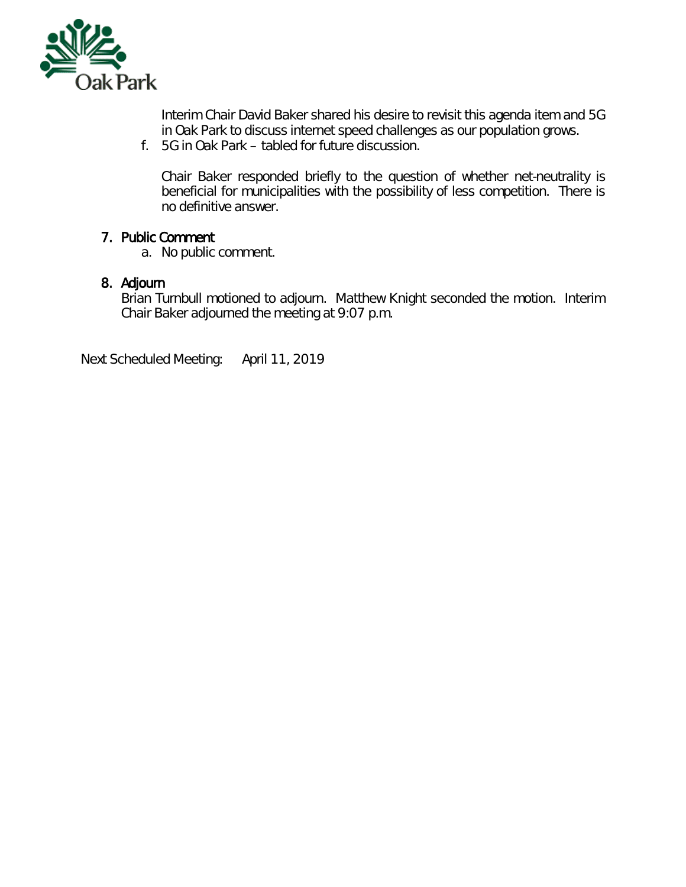Interim Chair David Baker shared his desire to revisit this agenda item and 5G in Oak Park to discuss internet speed challenges as our population grows.

f. 5G in Oak Park – tabled for future discussion.

Chair Baker responded briefly to the question of whether net-neutrality is beneficial for municipalities with the possibility of less competition. There is no definitive answer.

7. **Public Comment**
   a. No public comment.

8. **Adjourn**
   Brian Turnbull motioned to adjourn. Matthew Knight seconded the motion. Interim Chair Baker adjourned the meeting at 9:07 p.m.

Next Scheduled Meeting: April 11, 2019